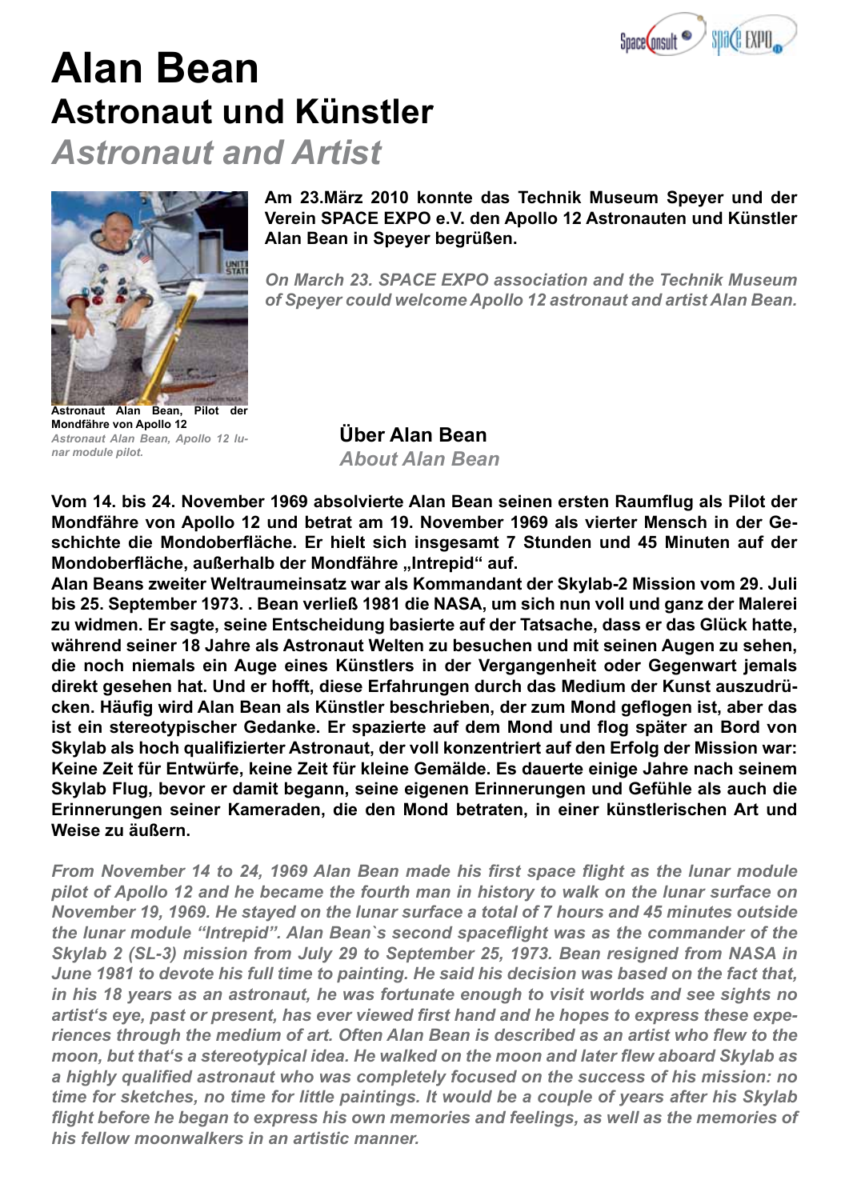# Alan Bean
## Astronaut und Künstler
## *Astronaut and Artist*

**Am 23.März 2010 konnte das Technik Museum Speyer und der Verein SPACE EXPO e.V. den Apollo 12 Astronauten und Künstler Alan Bean in Speyer begrüßen.**

*On March 23. SPACE EXPO association and the Technik Museum of Speyer could welcome Apollo 12 astronaut and artist Alan Bean.*

**Astronaut Alan Bean, Pilot der Mondfähre von Apollo 12**
*Astronaut Alan Bean, Apollo 12 lunar module pilot.*

### Über Alan Bean
### *About Alan Bean*

**Vom 14. bis 24. November 1969 absolvierte Alan Bean seinen ersten Raumflug als Pilot der Mondfähre von Apollo 12 und betrat am 19. November 1969 als vierter Mensch in der Geschichte die Mondoberfläche. Er hielt sich insgesamt 7 Stunden und 45 Minuten auf der Mondoberfläche, außerhalb der Mondfähre „Intrepid" auf.**
**Alan Beans zweiter Weltraumeinsatz war als Kommandant der Skylab-2 Mission vom 29. Juli bis 25. September 1973. . Bean verließ 1981 die NASA, um sich nun voll und ganz der Malerei zu widmen. Er sagte, seine Entscheidung basierte auf der Tatsache, dass er das Glück hatte, während seiner 18 Jahre als Astronaut Welten zu besuchen und mit seinen Augen zu sehen, die noch niemals ein Auge eines Künstlers in der Vergangenheit oder Gegenwart jemals direkt gesehen hat. Und er hofft, diese Erfahrungen durch das Medium der Kunst auszudrücken. Häufig wird Alan Bean als Künstler beschrieben, der zum Mond geflogen ist, aber das ist ein stereotypischer Gedanke. Er spazierte auf dem Mond und flog später an Bord von Skylab als hoch qualifizierter Astronaut, der voll konzentriert auf den Erfolg der Mission war: Keine Zeit für Entwürfe, keine Zeit für kleine Gemälde. Es dauerte einige Jahre nach seinem Skylab Flug, bevor er damit begann, seine eigenen Erinnerungen und Gefühle als auch die Erinnerungen seiner Kameraden, die den Mond betraten, in einer künstlerischen Art und Weise zu äußern.**

*From November 14 to 24, 1969 Alan Bean made his first space flight as the lunar module pilot of Apollo 12 and he became the fourth man in history to walk on the lunar surface on November 19, 1969. He stayed on the lunar surface a total of 7 hours and 45 minutes outside the lunar module "Intrepid". Alan Bean`s second spaceflight was as the commander of the Skylab 2 (SL-3) mission from July 29 to September 25, 1973. Bean resigned from NASA in June 1981 to devote his full time to painting. He said his decision was based on the fact that, in his 18 years as an astronaut, he was fortunate enough to visit worlds and see sights no artist's eye, past or present, has ever viewed first hand and he hopes to express these experiences through the medium of art. Often Alan Bean is described as an artist who flew to the moon, but that's a stereotypical idea. He walked on the moon and later flew aboard Skylab as a highly qualified astronaut who was completely focused on the success of his mission: no time for sketches, no time for little paintings. It would be a couple of years after his Skylab flight before he began to express his own memories and feelings, as well as the memories of his fellow moonwalkers in an artistic manner.*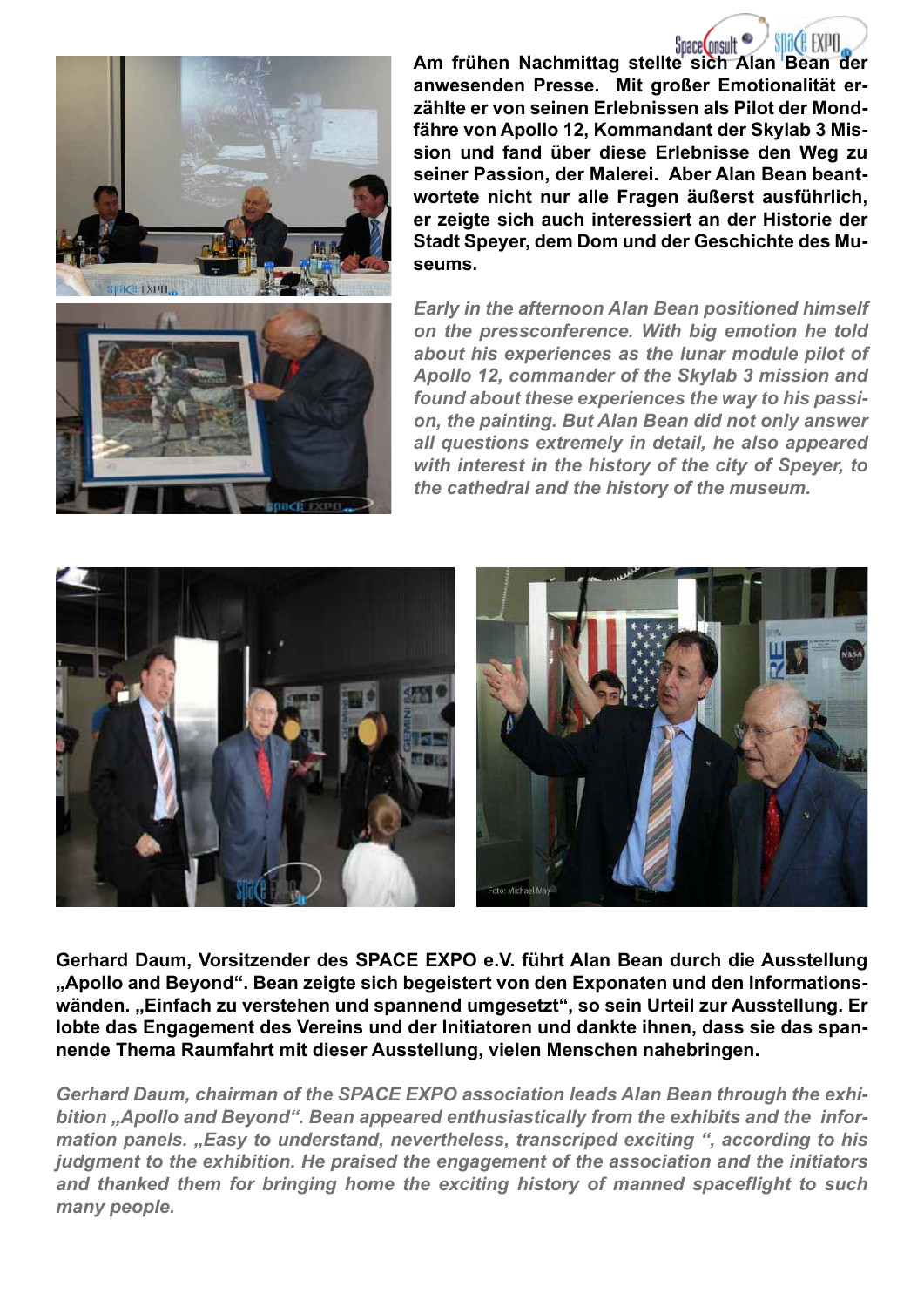**Am frühen Nachmittag stellte sich Alan Bean der anwesenden Presse. Mit großer Emotionalität erzählte er von seinen Erlebnissen als Pilot der Mondfähre von Apollo 12, Kommandant der Skylab 3 Mission und fand über diese Erlebnisse den Weg zu seiner Passion, der Malerei. Aber Alan Bean beantwortete nicht nur alle Fragen äußerst ausführlich, er zeigte sich auch interessiert an der Historie der Stadt Speyer, dem Dom und der Geschichte des Museums.**

*Early in the afternoon Alan Bean positioned himself on the pressconference. With big emotion he told about his experiences as the lunar module pilot of Apollo 12, commander of the Skylab 3 mission and found about these experiences the way to his passion, the painting. But Alan Bean did not only answer all questions extremely in detail, he also appeared with interest in the history of the city of Speyer, to the cathedral and the history of the museum.*

Foto: Michael May

**Gerhard Daum, Vorsitzender des SPACE EXPO e.V. führt Alan Bean durch die Ausstellung „Apollo and Beyond". Bean zeigte sich begeistert von den Exponaten und den Informationswänden. „Einfach zu verstehen und spannend umgesetzt", so sein Urteil zur Ausstellung. Er lobte das Engagement des Vereins und der Initiatoren und dankte ihnen, dass sie das spannende Thema Raumfahrt mit dieser Ausstellung, vielen Menschen nahebringen.**

*Gerhard Daum, chairman of the SPACE EXPO association leads Alan Bean through the exhibition „Apollo and Beyond". Bean appeared enthusiastically from the exhibits and the information panels. „Easy to understand, nevertheless, transcriped exciting ", according to his judgment to the exhibition. He praised the engagement of the association and the initiators and thanked them for bringing home the exciting history of manned spaceflight to such many people.*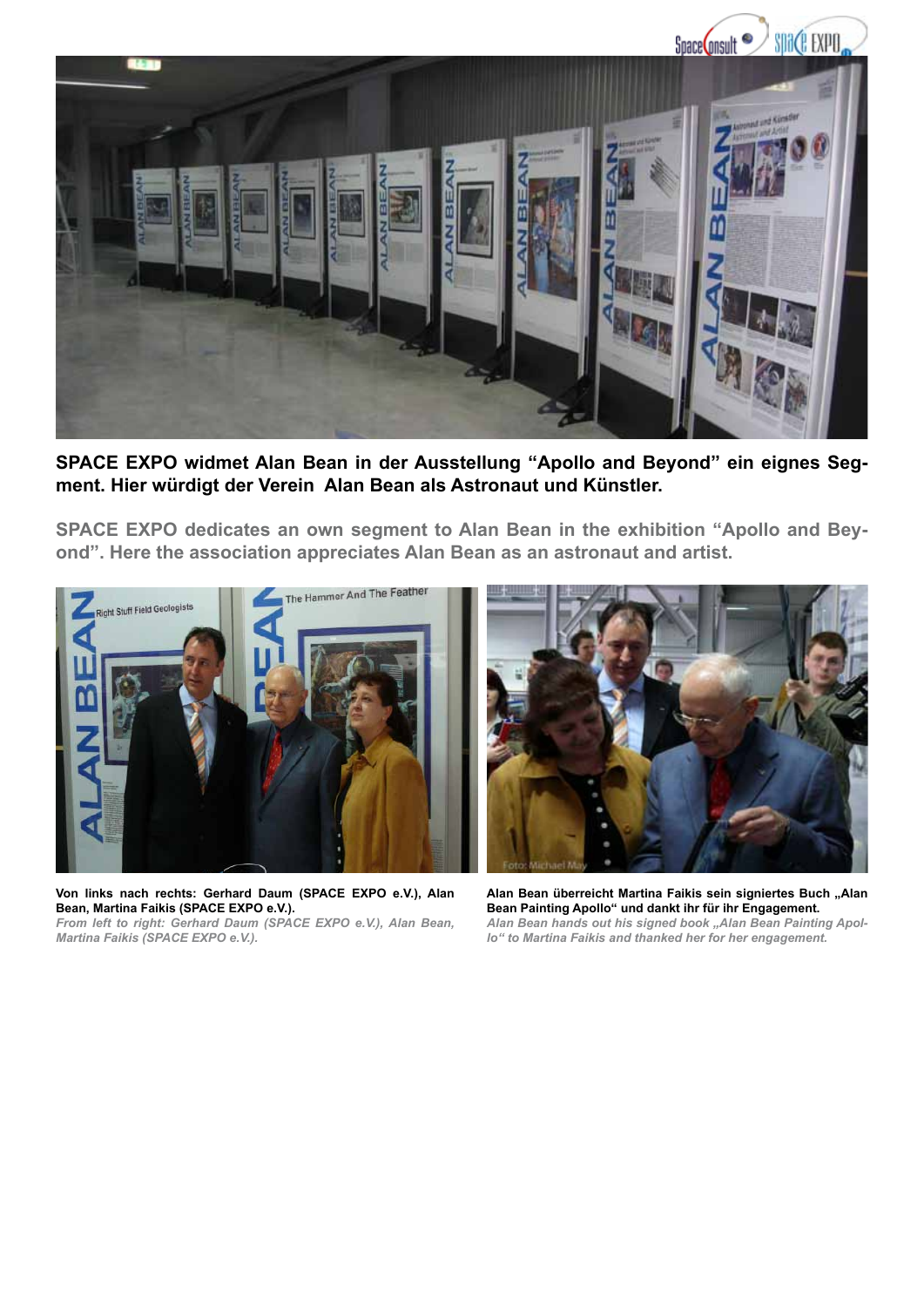**SPACE EXPO widmet Alan Bean in der Ausstellung "Apollo and Beyond" ein eignes Segment. Hier würdigt der Verein Alan Bean als Astronaut und Künstler.**

**SPACE EXPO dedicates an own segment to Alan Bean in the exhibition "Apollo and Beyond". Here the association appreciates Alan Bean as an astronaut and artist.**

**Von links nach rechts: Gerhard Daum (SPACE EXPO e.V.), Alan Bean, Martina Faikis (SPACE EXPO e.V.).**
*From left to right: Gerhard Daum (SPACE EXPO e.V.), Alan Bean, Martina Faikis (SPACE EXPO e.V.).*

**Alan Bean überreicht Martina Faikis sein signiertes Buch „Alan Bean Painting Apollo" und dankt ihr für ihr Engagement.**
*Alan Bean hands out his signed book „Alan Bean Painting Apollo" to Martina Faikis and thanked her for her engagement.*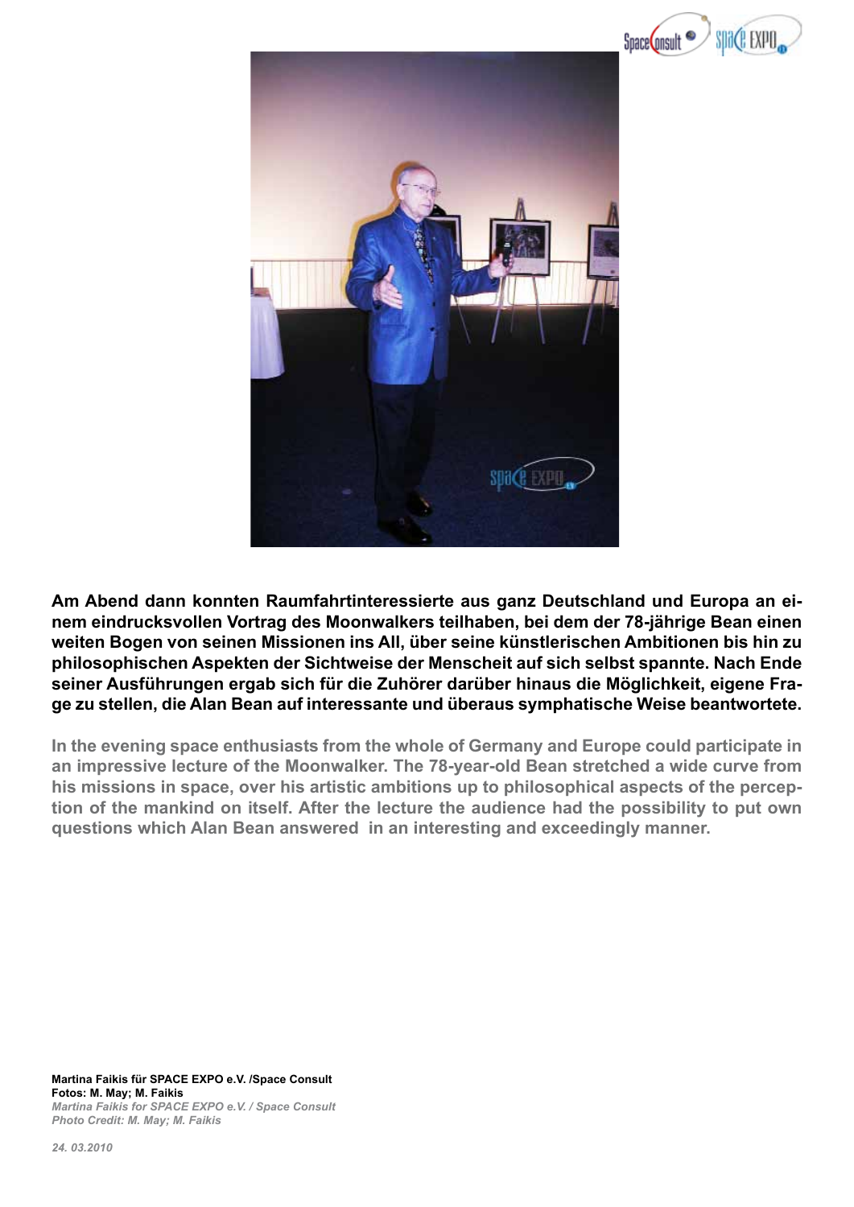**Am Abend dann konnten Raumfahrtinteressierte aus ganz Deutschland und Europa an einem eindrucksvollen Vortrag des Moonwalkers teilhaben, bei dem der 78-jährige Bean einen weiten Bogen von seinen Missionen ins All, über seine künstlerischen Ambitionen bis hin zu philosophischen Aspekten der Sichtweise der Menscheit auf sich selbst spannte. Nach Ende seiner Ausführungen ergab sich für die Zuhörer darüber hinaus die Möglichkeit, eigene Frage zu stellen, die Alan Bean auf interessante und überaus symphatische Weise beantwortete.**

**In the evening space enthusiasts from the whole of Germany and Europe could participate in an impressive lecture of the Moonwalker. The 78-year-old Bean stretched a wide curve from his missions in space, over his artistic ambitions up to philosophical aspects of the perception of the mankind on itself. After the lecture the audience had the possibility to put own questions which Alan Bean answered in an interesting and exceedingly manner.**

**Martina Faikis für SPACE EXPO e.V. /Space Consult**
**Fotos: M. May; M. Faikis**
***Martina Faikis for SPACE EXPO e.V. / Space Consult***
***Photo Credit: M. May; M. Faikis***

***24. 03.2010***